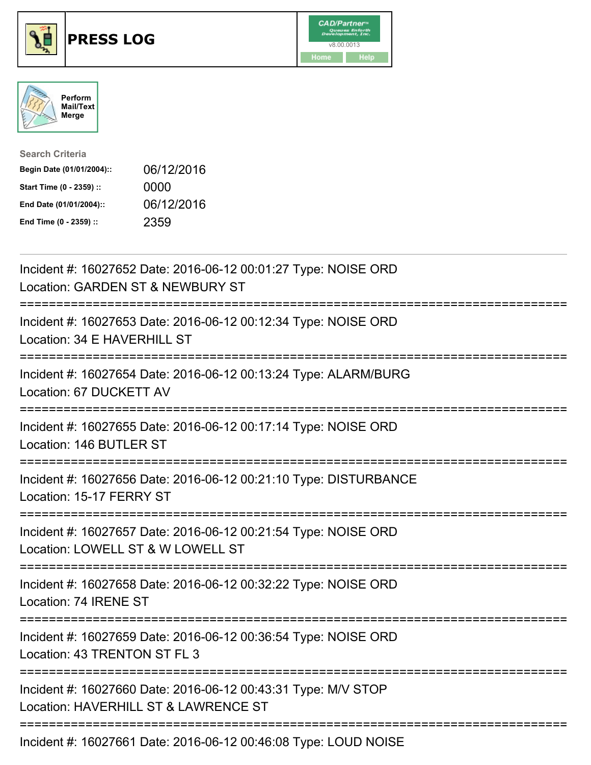# PRESS LOG

CAD/Partner
v8.00.0013
Home Help

Perform Mail/Text Merge

**Search Criteria**

| | |
|---|---|
| **Begin Date (01/01/2004)::** | 06/12/2016 |
| **Start Time (0 - 2359) ::** | 0000 |
| **End Date (01/01/2004)::** | 06/12/2016 |
| **End Time (0 - 2359) ::** | 2359 |

Incident #: 16027652 Date: 2016-06-12 00:01:27 Type: NOISE ORD
Location: GARDEN ST & NEWBURY ST

===========================================================================

Incident #: 16027653 Date: 2016-06-12 00:12:34 Type: NOISE ORD
Location: 34 E HAVERHILL ST

===========================================================================

Incident #: 16027654 Date: 2016-06-12 00:13:24 Type: ALARM/BURG
Location: 67 DUCKETT AV

===========================================================================

Incident #: 16027655 Date: 2016-06-12 00:17:14 Type: NOISE ORD
Location: 146 BUTLER ST

===========================================================================

Incident #: 16027656 Date: 2016-06-12 00:21:10 Type: DISTURBANCE
Location: 15-17 FERRY ST

===========================================================================

Incident #: 16027657 Date: 2016-06-12 00:21:54 Type: NOISE ORD
Location: LOWELL ST & W LOWELL ST

===========================================================================

Incident #: 16027658 Date: 2016-06-12 00:32:22 Type: NOISE ORD
Location: 74 IRENE ST

===========================================================================

Incident #: 16027659 Date: 2016-06-12 00:36:54 Type: NOISE ORD
Location: 43 TRENTON ST FL 3

===========================================================================

Incident #: 16027660 Date: 2016-06-12 00:43:31 Type: M/V STOP
Location: HAVERHILL ST & LAWRENCE ST

===========================================================================

Incident #: 16027661 Date: 2016-06-12 00:46:08 Type: LOUD NOISE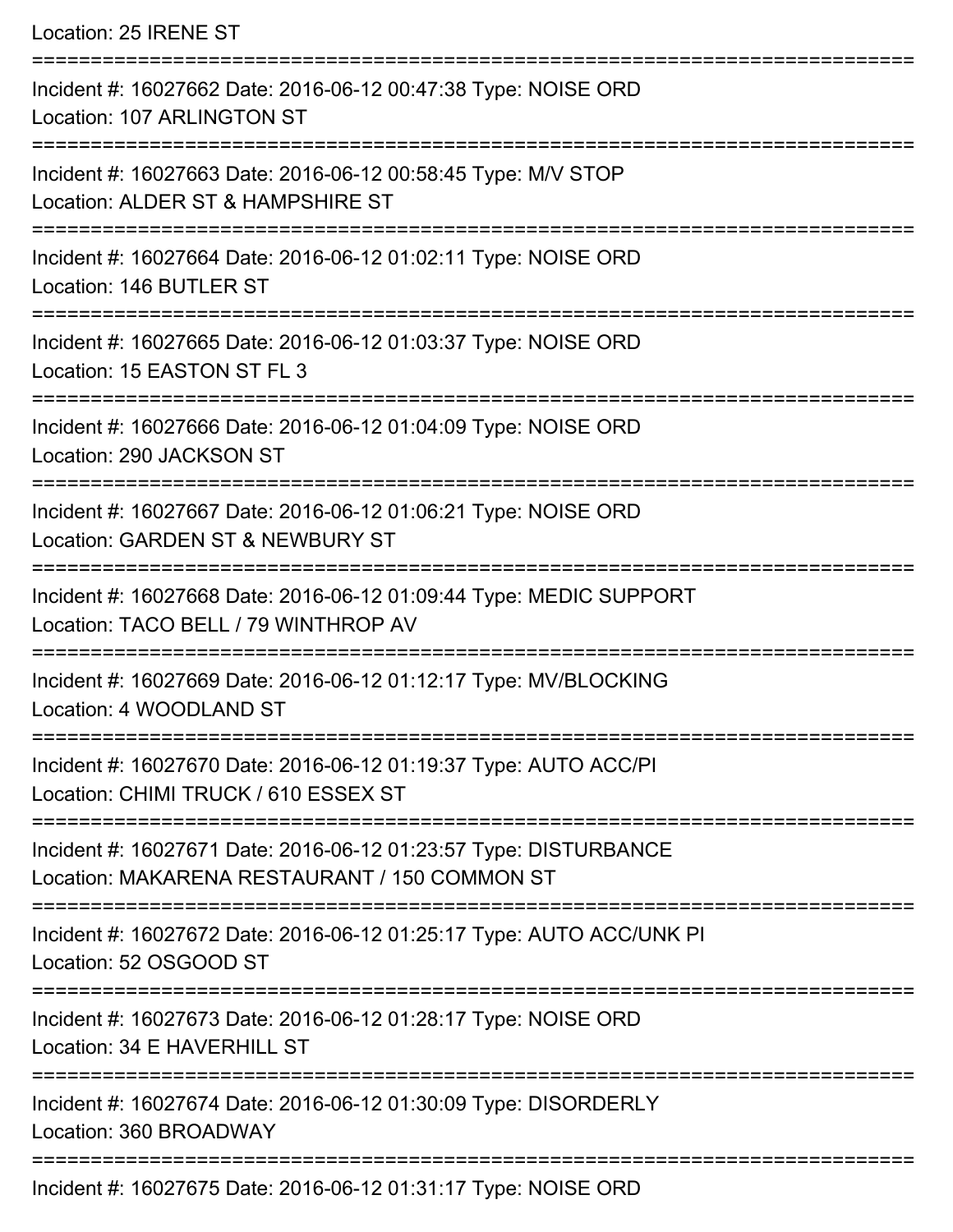Location: 25 IRENE ST

===========================================================================

Incident #: 16027662 Date: 2016-06-12 00:47:38 Type: NOISE ORD
Location: 107 ARLINGTON ST

===========================================================================

Incident #: 16027663 Date: 2016-06-12 00:58:45 Type: M/V STOP
Location: ALDER ST & HAMPSHIRE ST

===========================================================================

Incident #: 16027664 Date: 2016-06-12 01:02:11 Type: NOISE ORD
Location: 146 BUTLER ST

===========================================================================

Incident #: 16027665 Date: 2016-06-12 01:03:37 Type: NOISE ORD
Location: 15 EASTON ST FL 3

===========================================================================

Incident #: 16027666 Date: 2016-06-12 01:04:09 Type: NOISE ORD
Location: 290 JACKSON ST

===========================================================================

Incident #: 16027667 Date: 2016-06-12 01:06:21 Type: NOISE ORD
Location: GARDEN ST & NEWBURY ST

===========================================================================

Incident #: 16027668 Date: 2016-06-12 01:09:44 Type: MEDIC SUPPORT
Location: TACO BELL / 79 WINTHROP AV

===========================================================================

Incident #: 16027669 Date: 2016-06-12 01:12:17 Type: MV/BLOCKING
Location: 4 WOODLAND ST

===========================================================================

Incident #: 16027670 Date: 2016-06-12 01:19:37 Type: AUTO ACC/PI
Location: CHIMI TRUCK / 610 ESSEX ST

===========================================================================

Incident #: 16027671 Date: 2016-06-12 01:23:57 Type: DISTURBANCE
Location: MAKARENA RESTAURANT / 150 COMMON ST

===========================================================================

Incident #: 16027672 Date: 2016-06-12 01:25:17 Type: AUTO ACC/UNK PI
Location: 52 OSGOOD ST

===========================================================================

Incident #: 16027673 Date: 2016-06-12 01:28:17 Type: NOISE ORD
Location: 34 E HAVERHILL ST

===========================================================================

Incident #: 16027674 Date: 2016-06-12 01:30:09 Type: DISORDERLY
Location: 360 BROADWAY

===========================================================================

Incident #: 16027675 Date: 2016-06-12 01:31:17 Type: NOISE ORD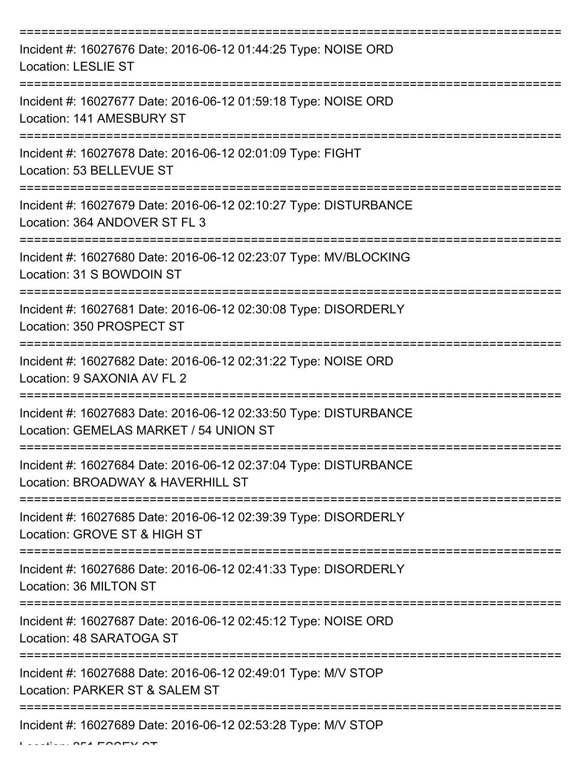===========================================================================

Incident #: 16027676 Date: 2016-06-12 01:44:25 Type: NOISE ORD
Location: LESLIE ST

===========================================================================

Incident #: 16027677 Date: 2016-06-12 01:59:18 Type: NOISE ORD
Location: 141 AMESBURY ST

===========================================================================

Incident #: 16027678 Date: 2016-06-12 02:01:09 Type: FIGHT
Location: 53 BELLEVUE ST

===========================================================================

Incident #: 16027679 Date: 2016-06-12 02:10:27 Type: DISTURBANCE
Location: 364 ANDOVER ST FL 3

===========================================================================

Incident #: 16027680 Date: 2016-06-12 02:23:07 Type: MV/BLOCKING
Location: 31 S BOWDOIN ST

===========================================================================

Incident #: 16027681 Date: 2016-06-12 02:30:08 Type: DISORDERLY
Location: 350 PROSPECT ST

===========================================================================

Incident #: 16027682 Date: 2016-06-12 02:31:22 Type: NOISE ORD
Location: 9 SAXONIA AV FL 2

===========================================================================

Incident #: 16027683 Date: 2016-06-12 02:33:50 Type: DISTURBANCE
Location: GEMELAS MARKET / 54 UNION ST

===========================================================================

Incident #: 16027684 Date: 2016-06-12 02:37:04 Type: DISTURBANCE
Location: BROADWAY & HAVERHILL ST

===========================================================================

Incident #: 16027685 Date: 2016-06-12 02:39:39 Type: DISORDERLY
Location: GROVE ST & HIGH ST

===========================================================================

Incident #: 16027686 Date: 2016-06-12 02:41:33 Type: DISORDERLY
Location: 36 MILTON ST

===========================================================================

Incident #: 16027687 Date: 2016-06-12 02:45:12 Type: NOISE ORD
Location: 48 SARATOGA ST

===========================================================================

Incident #: 16027688 Date: 2016-06-12 02:49:01 Type: M/V STOP
Location: PARKER ST & SALEM ST

===========================================================================

Incident #: 16027689 Date: 2016-06-12 02:53:28 Type: M/V STOP
Location: 251 ESSEX ST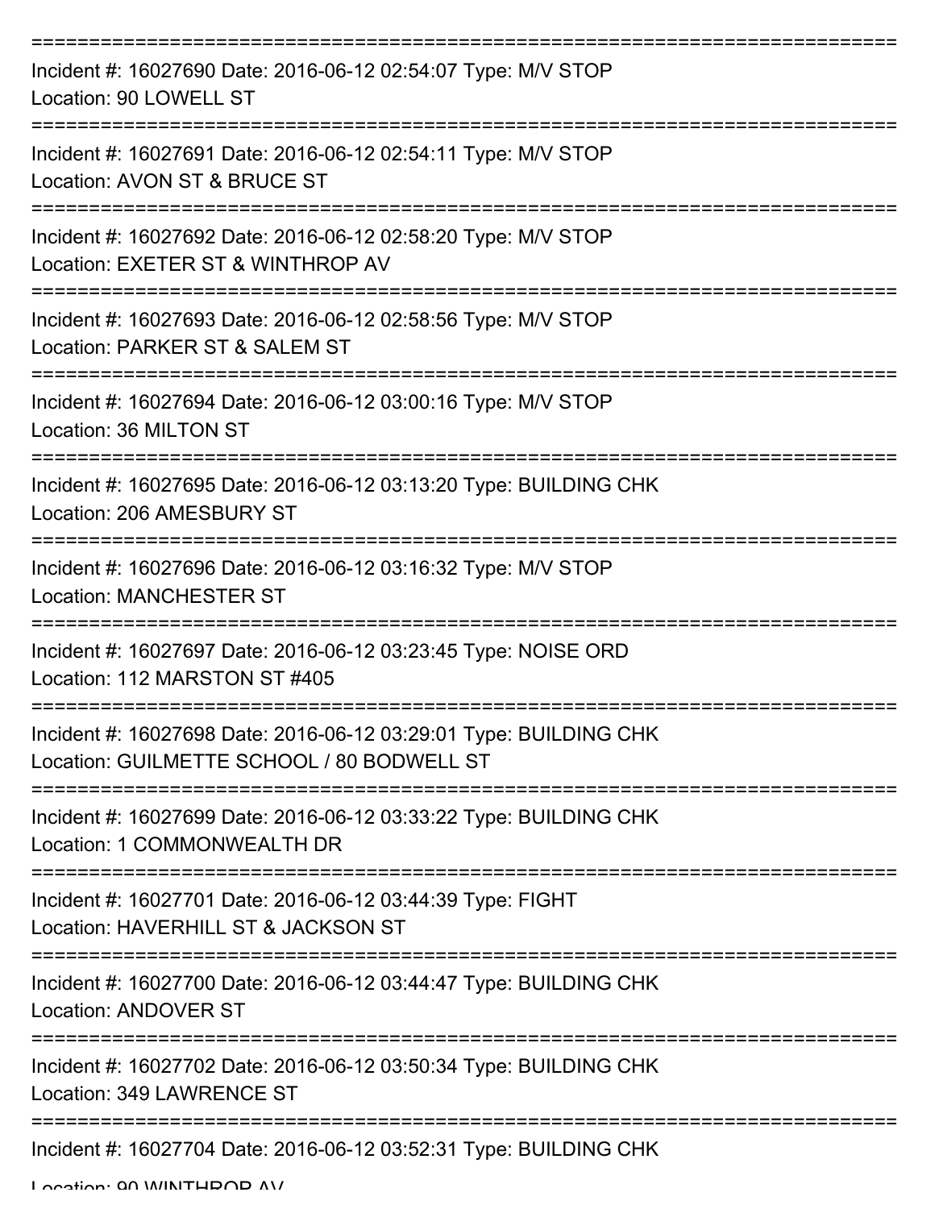===========================================================================
Incident #: 16027690 Date: 2016-06-12 02:54:07 Type: M/V STOP
Location: 90 LOWELL ST
===========================================================================
Incident #: 16027691 Date: 2016-06-12 02:54:11 Type: M/V STOP
Location: AVON ST & BRUCE ST
===========================================================================
Incident #: 16027692 Date: 2016-06-12 02:58:20 Type: M/V STOP
Location: EXETER ST & WINTHROP AV
===========================================================================
Incident #: 16027693 Date: 2016-06-12 02:58:56 Type: M/V STOP
Location: PARKER ST & SALEM ST
===========================================================================
Incident #: 16027694 Date: 2016-06-12 03:00:16 Type: M/V STOP
Location: 36 MILTON ST
===========================================================================
Incident #: 16027695 Date: 2016-06-12 03:13:20 Type: BUILDING CHK
Location: 206 AMESBURY ST
===========================================================================
Incident #: 16027696 Date: 2016-06-12 03:16:32 Type: M/V STOP
Location: MANCHESTER ST
===========================================================================
Incident #: 16027697 Date: 2016-06-12 03:23:45 Type: NOISE ORD
Location: 112 MARSTON ST #405
===========================================================================
Incident #: 16027698 Date: 2016-06-12 03:29:01 Type: BUILDING CHK
Location: GUILMETTE SCHOOL / 80 BODWELL ST
===========================================================================
Incident #: 16027699 Date: 2016-06-12 03:33:22 Type: BUILDING CHK
Location: 1 COMMONWEALTH DR
===========================================================================
Incident #: 16027701 Date: 2016-06-12 03:44:39 Type: FIGHT
Location: HAVERHILL ST & JACKSON ST
===========================================================================
Incident #: 16027700 Date: 2016-06-12 03:44:47 Type: BUILDING CHK
Location: ANDOVER ST
===========================================================================
Incident #: 16027702 Date: 2016-06-12 03:50:34 Type: BUILDING CHK
Location: 349 LAWRENCE ST
===========================================================================
Incident #: 16027704 Date: 2016-06-12 03:52:31 Type: BUILDING CHK
Location: 90 WINTHROP AV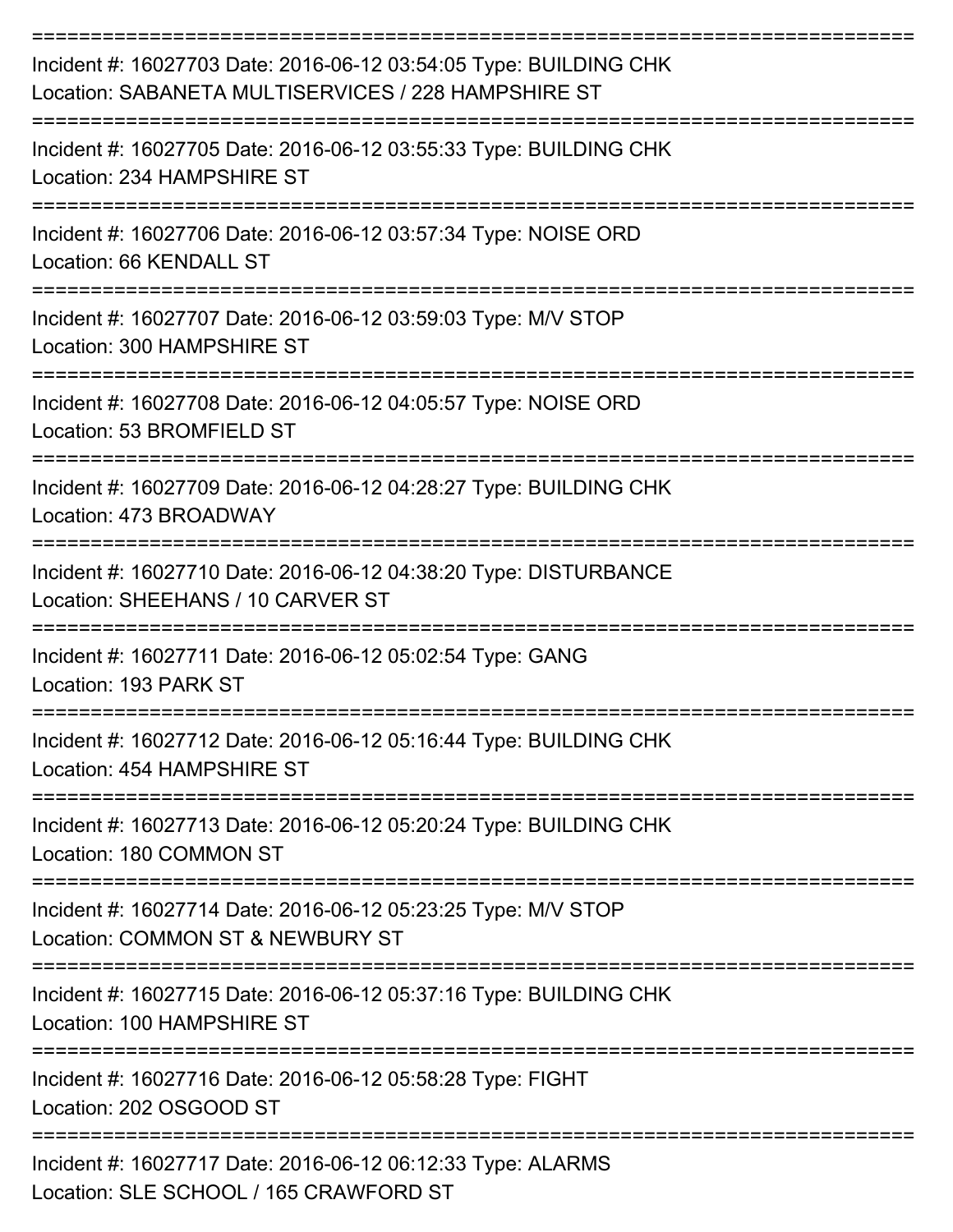===========================================================================

Incident #: 16027703 Date: 2016-06-12 03:54:05 Type: BUILDING CHK
Location: SABANETA MULTISERVICES / 228 HAMPSHIRE ST

===========================================================================

Incident #: 16027705 Date: 2016-06-12 03:55:33 Type: BUILDING CHK
Location: 234 HAMPSHIRE ST

===========================================================================

Incident #: 16027706 Date: 2016-06-12 03:57:34 Type: NOISE ORD
Location: 66 KENDALL ST

===========================================================================

Incident #: 16027707 Date: 2016-06-12 03:59:03 Type: M/V STOP
Location: 300 HAMPSHIRE ST

===========================================================================

Incident #: 16027708 Date: 2016-06-12 04:05:57 Type: NOISE ORD
Location: 53 BROMFIELD ST

===========================================================================

Incident #: 16027709 Date: 2016-06-12 04:28:27 Type: BUILDING CHK
Location: 473 BROADWAY

===========================================================================

Incident #: 16027710 Date: 2016-06-12 04:38:20 Type: DISTURBANCE
Location: SHEEHANS / 10 CARVER ST

===========================================================================

Incident #: 16027711 Date: 2016-06-12 05:02:54 Type: GANG
Location: 193 PARK ST

===========================================================================

Incident #: 16027712 Date: 2016-06-12 05:16:44 Type: BUILDING CHK
Location: 454 HAMPSHIRE ST

===========================================================================

Incident #: 16027713 Date: 2016-06-12 05:20:24 Type: BUILDING CHK
Location: 180 COMMON ST

===========================================================================

Incident #: 16027714 Date: 2016-06-12 05:23:25 Type: M/V STOP
Location: COMMON ST & NEWBURY ST

===========================================================================

Incident #: 16027715 Date: 2016-06-12 05:37:16 Type: BUILDING CHK
Location: 100 HAMPSHIRE ST

===========================================================================

Incident #: 16027716 Date: 2016-06-12 05:58:28 Type: FIGHT
Location: 202 OSGOOD ST

===========================================================================

Incident #: 16027717 Date: 2016-06-12 06:12:33 Type: ALARMS
Location: SLE SCHOOL / 165 CRAWFORD ST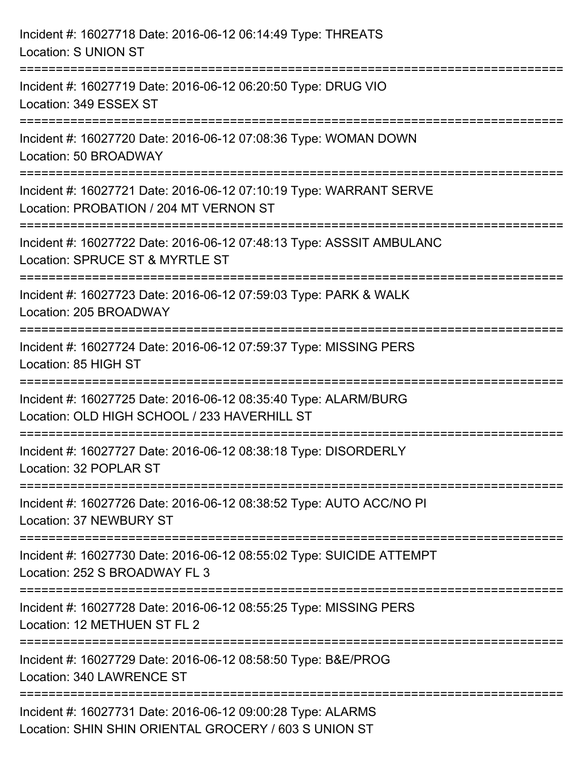Incident #: 16027718 Date: 2016-06-12 06:14:49 Type: THREATS
Location: S UNION ST

===========================================================================

Incident #: 16027719 Date: 2016-06-12 06:20:50 Type: DRUG VIO
Location: 349 ESSEX ST

===========================================================================

Incident #: 16027720 Date: 2016-06-12 07:08:36 Type: WOMAN DOWN
Location: 50 BROADWAY

===========================================================================

Incident #: 16027721 Date: 2016-06-12 07:10:19 Type: WARRANT SERVE
Location: PROBATION / 204 MT VERNON ST

===========================================================================

Incident #: 16027722 Date: 2016-06-12 07:48:13 Type: ASSSIT AMBULANC
Location: SPRUCE ST & MYRTLE ST

===========================================================================

Incident #: 16027723 Date: 2016-06-12 07:59:03 Type: PARK & WALK
Location: 205 BROADWAY

===========================================================================

Incident #: 16027724 Date: 2016-06-12 07:59:37 Type: MISSING PERS
Location: 85 HIGH ST

===========================================================================

Incident #: 16027725 Date: 2016-06-12 08:35:40 Type: ALARM/BURG
Location: OLD HIGH SCHOOL / 233 HAVERHILL ST

===========================================================================

Incident #: 16027727 Date: 2016-06-12 08:38:18 Type: DISORDERLY
Location: 32 POPLAR ST

===========================================================================

Incident #: 16027726 Date: 2016-06-12 08:38:52 Type: AUTO ACC/NO PI
Location: 37 NEWBURY ST

===========================================================================

Incident #: 16027730 Date: 2016-06-12 08:55:02 Type: SUICIDE ATTEMPT
Location: 252 S BROADWAY FL 3

===========================================================================

Incident #: 16027728 Date: 2016-06-12 08:55:25 Type: MISSING PERS
Location: 12 METHUEN ST FL 2

===========================================================================

Incident #: 16027729 Date: 2016-06-12 08:58:50 Type: B&E/PROG
Location: 340 LAWRENCE ST

===========================================================================

Incident #: 16027731 Date: 2016-06-12 09:00:28 Type: ALARMS
Location: SHIN SHIN ORIENTAL GROCERY / 603 S UNION ST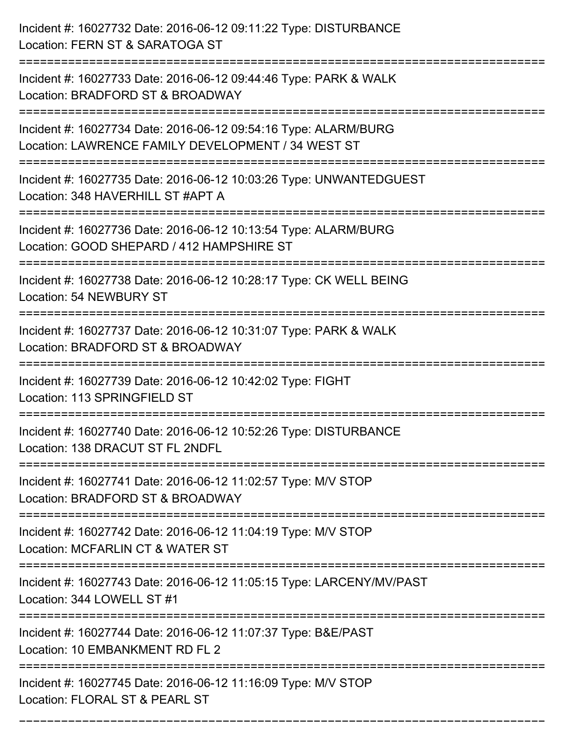Incident #: 16027732 Date: 2016-06-12 09:11:22 Type: DISTURBANCE
Location: FERN ST & SARATOGA ST

===========================================================================

Incident #: 16027733 Date: 2016-06-12 09:44:46 Type: PARK & WALK
Location: BRADFORD ST & BROADWAY

===========================================================================

Incident #: 16027734 Date: 2016-06-12 09:54:16 Type: ALARM/BURG
Location: LAWRENCE FAMILY DEVELOPMENT / 34 WEST ST

===========================================================================

Incident #: 16027735 Date: 2016-06-12 10:03:26 Type: UNWANTEDGUEST
Location: 348 HAVERHILL ST #APT A

===========================================================================

Incident #: 16027736 Date: 2016-06-12 10:13:54 Type: ALARM/BURG
Location: GOOD SHEPARD / 412 HAMPSHIRE ST

===========================================================================

Incident #: 16027738 Date: 2016-06-12 10:28:17 Type: CK WELL BEING
Location: 54 NEWBURY ST

===========================================================================

Incident #: 16027737 Date: 2016-06-12 10:31:07 Type: PARK & WALK
Location: BRADFORD ST & BROADWAY

===========================================================================

Incident #: 16027739 Date: 2016-06-12 10:42:02 Type: FIGHT
Location: 113 SPRINGFIELD ST

===========================================================================

Incident #: 16027740 Date: 2016-06-12 10:52:26 Type: DISTURBANCE
Location: 138 DRACUT ST FL 2NDFL

===========================================================================

Incident #: 16027741 Date: 2016-06-12 11:02:57 Type: M/V STOP
Location: BRADFORD ST & BROADWAY

===========================================================================

Incident #: 16027742 Date: 2016-06-12 11:04:19 Type: M/V STOP
Location: MCFARLIN CT & WATER ST

===========================================================================

Incident #: 16027743 Date: 2016-06-12 11:05:15 Type: LARCENY/MV/PAST
Location: 344 LOWELL ST #1

===========================================================================

Incident #: 16027744 Date: 2016-06-12 11:07:37 Type: B&E/PAST
Location: 10 EMBANKMENT RD FL 2

===========================================================================

Incident #: 16027745 Date: 2016-06-12 11:16:09 Type: M/V STOP
Location: FLORAL ST & PEARL ST

===========================================================================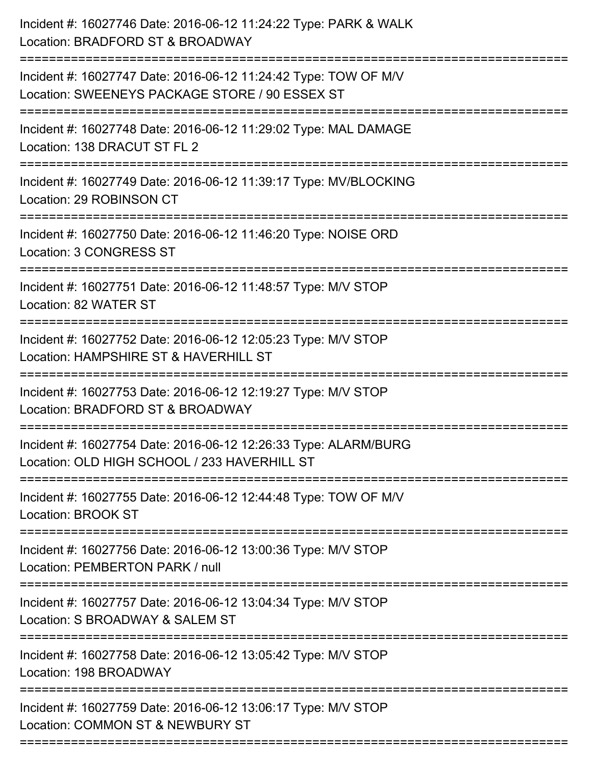Incident #: 16027746 Date: 2016-06-12 11:24:22 Type: PARK & WALK
Location: BRADFORD ST & BROADWAY

===========================================================================

Incident #: 16027747 Date: 2016-06-12 11:24:42 Type: TOW OF M/V
Location: SWEENEYS PACKAGE STORE / 90 ESSEX ST

===========================================================================

Incident #: 16027748 Date: 2016-06-12 11:29:02 Type: MAL DAMAGE
Location: 138 DRACUT ST FL 2

===========================================================================

Incident #: 16027749 Date: 2016-06-12 11:39:17 Type: MV/BLOCKING
Location: 29 ROBINSON CT

===========================================================================

Incident #: 16027750 Date: 2016-06-12 11:46:20 Type: NOISE ORD
Location: 3 CONGRESS ST

===========================================================================

Incident #: 16027751 Date: 2016-06-12 11:48:57 Type: M/V STOP
Location: 82 WATER ST

===========================================================================

Incident #: 16027752 Date: 2016-06-12 12:05:23 Type: M/V STOP
Location: HAMPSHIRE ST & HAVERHILL ST

===========================================================================

Incident #: 16027753 Date: 2016-06-12 12:19:27 Type: M/V STOP
Location: BRADFORD ST & BROADWAY

===========================================================================

Incident #: 16027754 Date: 2016-06-12 12:26:33 Type: ALARM/BURG
Location: OLD HIGH SCHOOL / 233 HAVERHILL ST

===========================================================================

Incident #: 16027755 Date: 2016-06-12 12:44:48 Type: TOW OF M/V
Location: BROOK ST

===========================================================================

Incident #: 16027756 Date: 2016-06-12 13:00:36 Type: M/V STOP
Location: PEMBERTON PARK / null

===========================================================================

Incident #: 16027757 Date: 2016-06-12 13:04:34 Type: M/V STOP
Location: S BROADWAY & SALEM ST

===========================================================================

Incident #: 16027758 Date: 2016-06-12 13:05:42 Type: M/V STOP
Location: 198 BROADWAY

===========================================================================

Incident #: 16027759 Date: 2016-06-12 13:06:17 Type: M/V STOP
Location: COMMON ST & NEWBURY ST

===========================================================================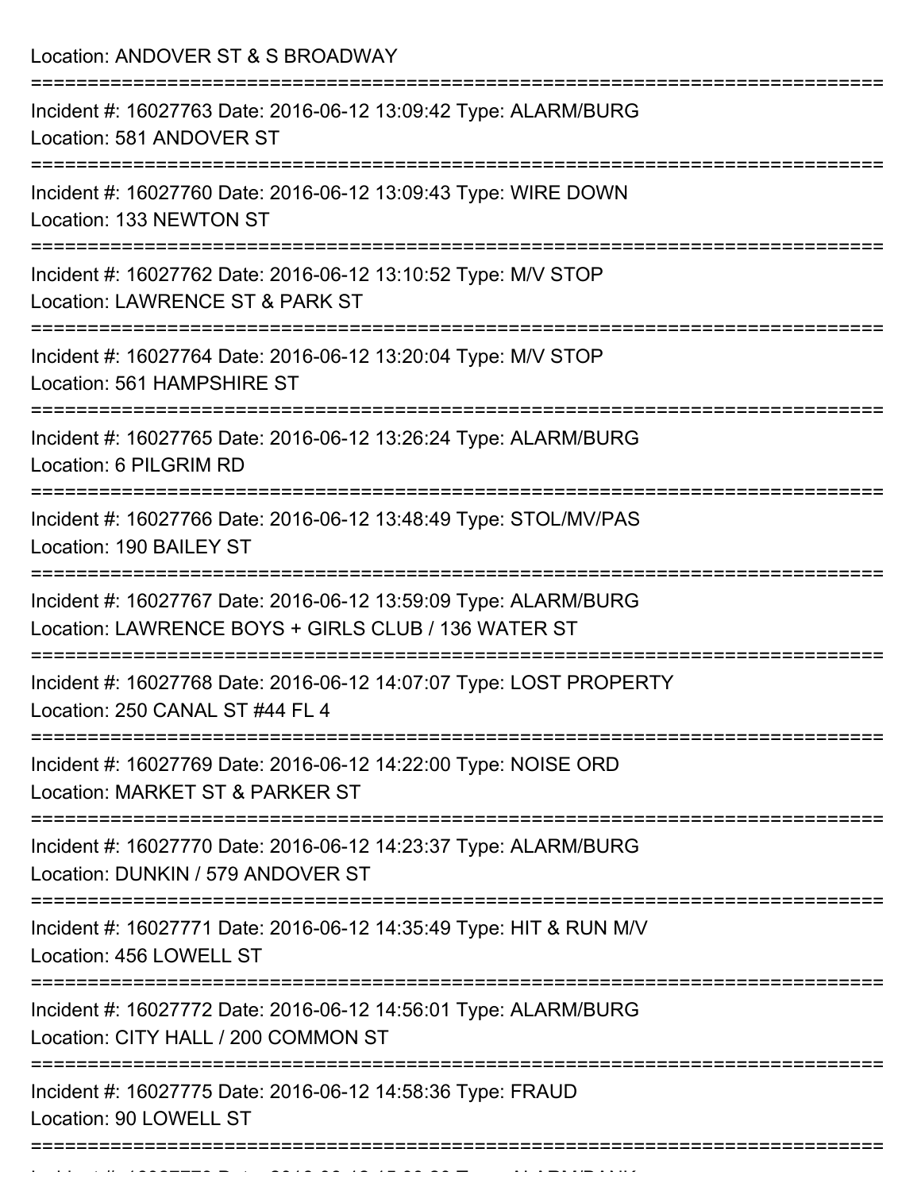Location: ANDOVER ST & S BROADWAY

===========================================================================

Incident #: 16027763 Date: 2016-06-12 13:09:42 Type: ALARM/BURG
Location: 581 ANDOVER ST

===========================================================================

Incident #: 16027760 Date: 2016-06-12 13:09:43 Type: WIRE DOWN
Location: 133 NEWTON ST

===========================================================================

Incident #: 16027762 Date: 2016-06-12 13:10:52 Type: M/V STOP
Location: LAWRENCE ST & PARK ST

===========================================================================

Incident #: 16027764 Date: 2016-06-12 13:20:04 Type: M/V STOP
Location: 561 HAMPSHIRE ST

===========================================================================

Incident #: 16027765 Date: 2016-06-12 13:26:24 Type: ALARM/BURG
Location: 6 PILGRIM RD

===========================================================================

Incident #: 16027766 Date: 2016-06-12 13:48:49 Type: STOL/MV/PAS
Location: 190 BAILEY ST

===========================================================================

Incident #: 16027767 Date: 2016-06-12 13:59:09 Type: ALARM/BURG
Location: LAWRENCE BOYS + GIRLS CLUB / 136 WATER ST

===========================================================================

Incident #: 16027768 Date: 2016-06-12 14:07:07 Type: LOST PROPERTY
Location: 250 CANAL ST #44 FL 4

===========================================================================

Incident #: 16027769 Date: 2016-06-12 14:22:00 Type: NOISE ORD
Location: MARKET ST & PARKER ST

===========================================================================

Incident #: 16027770 Date: 2016-06-12 14:23:37 Type: ALARM/BURG
Location: DUNKIN / 579 ANDOVER ST

===========================================================================

Incident #: 16027771 Date: 2016-06-12 14:35:49 Type: HIT & RUN M/V
Location: 456 LOWELL ST

===========================================================================

Incident #: 16027772 Date: 2016-06-12 14:56:01 Type: ALARM/BURG
Location: CITY HALL / 200 COMMON ST

===========================================================================

Incident #: 16027775 Date: 2016-06-12 14:58:36 Type: FRAUD
Location: 90 LOWELL ST

===========================================================================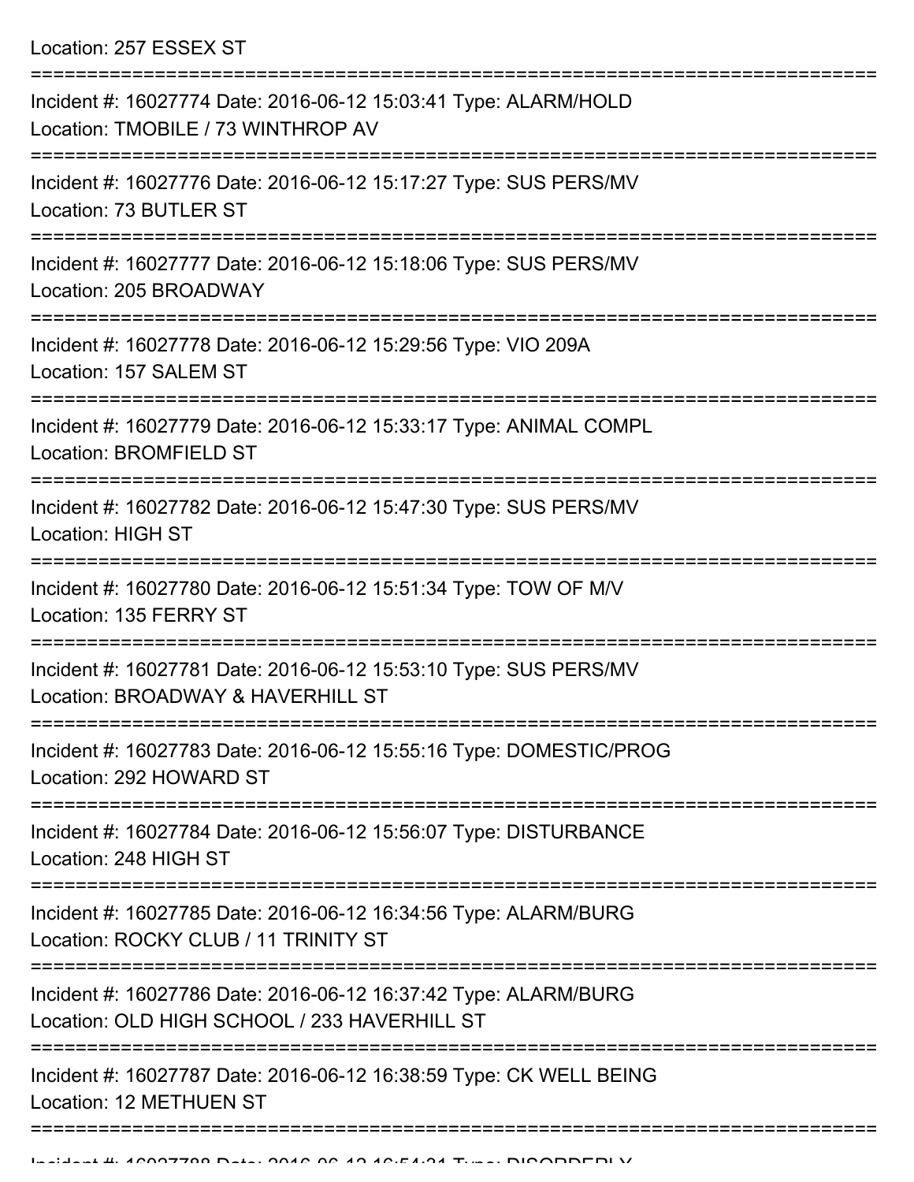Location: 257 ESSEX ST

===========================================================================

Incident #: 16027774 Date: 2016-06-12 15:03:41 Type: ALARM/HOLD
Location: TMOBILE / 73 WINTHROP AV

===========================================================================

Incident #: 16027776 Date: 2016-06-12 15:17:27 Type: SUS PERS/MV
Location: 73 BUTLER ST

===========================================================================

Incident #: 16027777 Date: 2016-06-12 15:18:06 Type: SUS PERS/MV
Location: 205 BROADWAY

===========================================================================

Incident #: 16027778 Date: 2016-06-12 15:29:56 Type: VIO 209A
Location: 157 SALEM ST

===========================================================================

Incident #: 16027779 Date: 2016-06-12 15:33:17 Type: ANIMAL COMPL
Location: BROMFIELD ST

===========================================================================

Incident #: 16027782 Date: 2016-06-12 15:47:30 Type: SUS PERS/MV
Location: HIGH ST

===========================================================================

Incident #: 16027780 Date: 2016-06-12 15:51:34 Type: TOW OF M/V
Location: 135 FERRY ST

===========================================================================

Incident #: 16027781 Date: 2016-06-12 15:53:10 Type: SUS PERS/MV
Location: BROADWAY & HAVERHILL ST

===========================================================================

Incident #: 16027783 Date: 2016-06-12 15:55:16 Type: DOMESTIC/PROG
Location: 292 HOWARD ST

===========================================================================

Incident #: 16027784 Date: 2016-06-12 15:56:07 Type: DISTURBANCE
Location: 248 HIGH ST

===========================================================================

Incident #: 16027785 Date: 2016-06-12 16:34:56 Type: ALARM/BURG
Location: ROCKY CLUB / 11 TRINITY ST

===========================================================================

Incident #: 16027786 Date: 2016-06-12 16:37:42 Type: ALARM/BURG
Location: OLD HIGH SCHOOL / 233 HAVERHILL ST

===========================================================================

Incident #: 16027787 Date: 2016-06-12 16:38:59 Type: CK WELL BEING
Location: 12 METHUEN ST

===========================================================================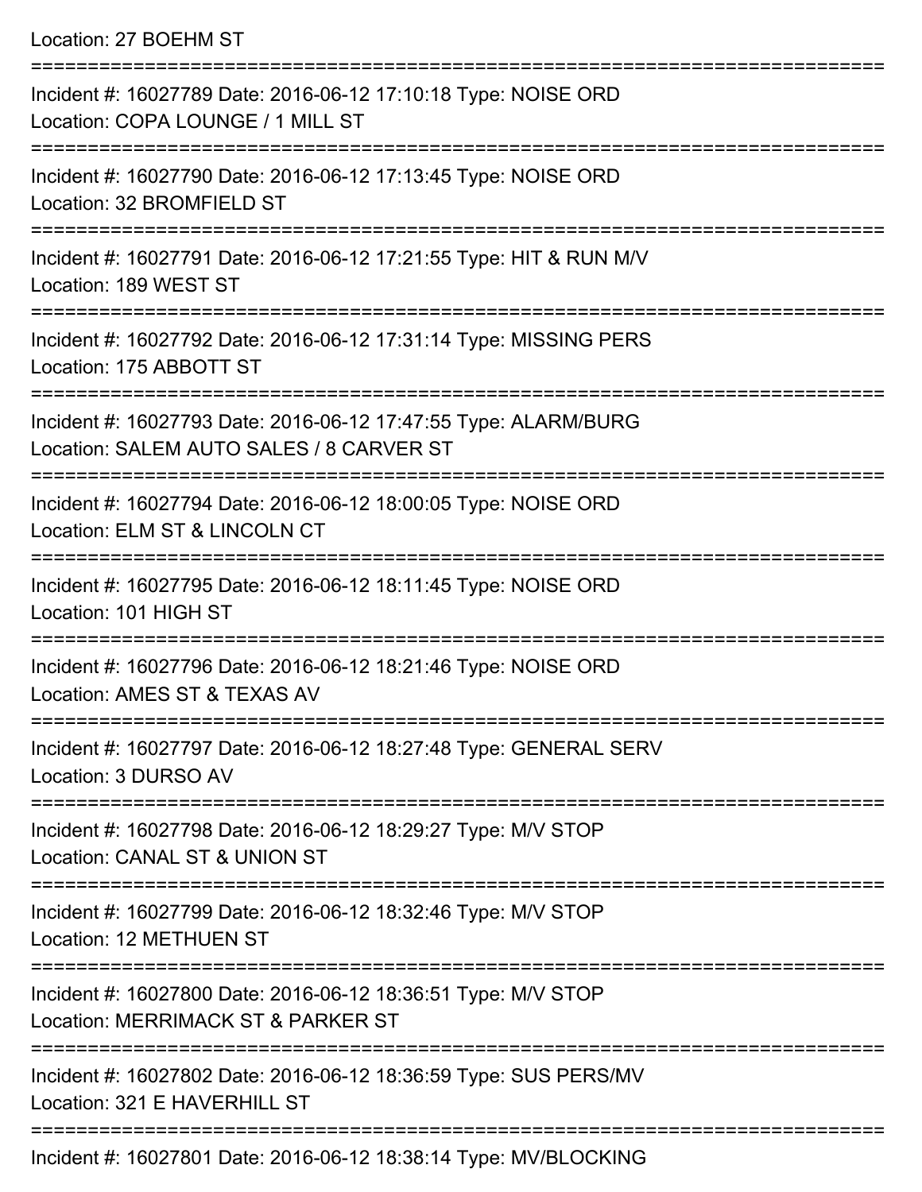Location: 27 BOEHM ST

===========================================================================

Incident #: 16027789 Date: 2016-06-12 17:10:18 Type: NOISE ORD
Location: COPA LOUNGE / 1 MILL ST

===========================================================================

Incident #: 16027790 Date: 2016-06-12 17:13:45 Type: NOISE ORD
Location: 32 BROMFIELD ST

===========================================================================

Incident #: 16027791 Date: 2016-06-12 17:21:55 Type: HIT & RUN M/V
Location: 189 WEST ST

===========================================================================

Incident #: 16027792 Date: 2016-06-12 17:31:14 Type: MISSING PERS
Location: 175 ABBOTT ST

===========================================================================

Incident #: 16027793 Date: 2016-06-12 17:47:55 Type: ALARM/BURG
Location: SALEM AUTO SALES / 8 CARVER ST

===========================================================================

Incident #: 16027794 Date: 2016-06-12 18:00:05 Type: NOISE ORD
Location: ELM ST & LINCOLN CT

===========================================================================

Incident #: 16027795 Date: 2016-06-12 18:11:45 Type: NOISE ORD
Location: 101 HIGH ST

===========================================================================

Incident #: 16027796 Date: 2016-06-12 18:21:46 Type: NOISE ORD
Location: AMES ST & TEXAS AV

===========================================================================

Incident #: 16027797 Date: 2016-06-12 18:27:48 Type: GENERAL SERV
Location: 3 DURSO AV

===========================================================================

Incident #: 16027798 Date: 2016-06-12 18:29:27 Type: M/V STOP
Location: CANAL ST & UNION ST

===========================================================================

Incident #: 16027799 Date: 2016-06-12 18:32:46 Type: M/V STOP
Location: 12 METHUEN ST

===========================================================================

Incident #: 16027800 Date: 2016-06-12 18:36:51 Type: M/V STOP
Location: MERRIMACK ST & PARKER ST

===========================================================================

Incident #: 16027802 Date: 2016-06-12 18:36:59 Type: SUS PERS/MV
Location: 321 E HAVERHILL ST

===========================================================================

Incident #: 16027801 Date: 2016-06-12 18:38:14 Type: MV/BLOCKING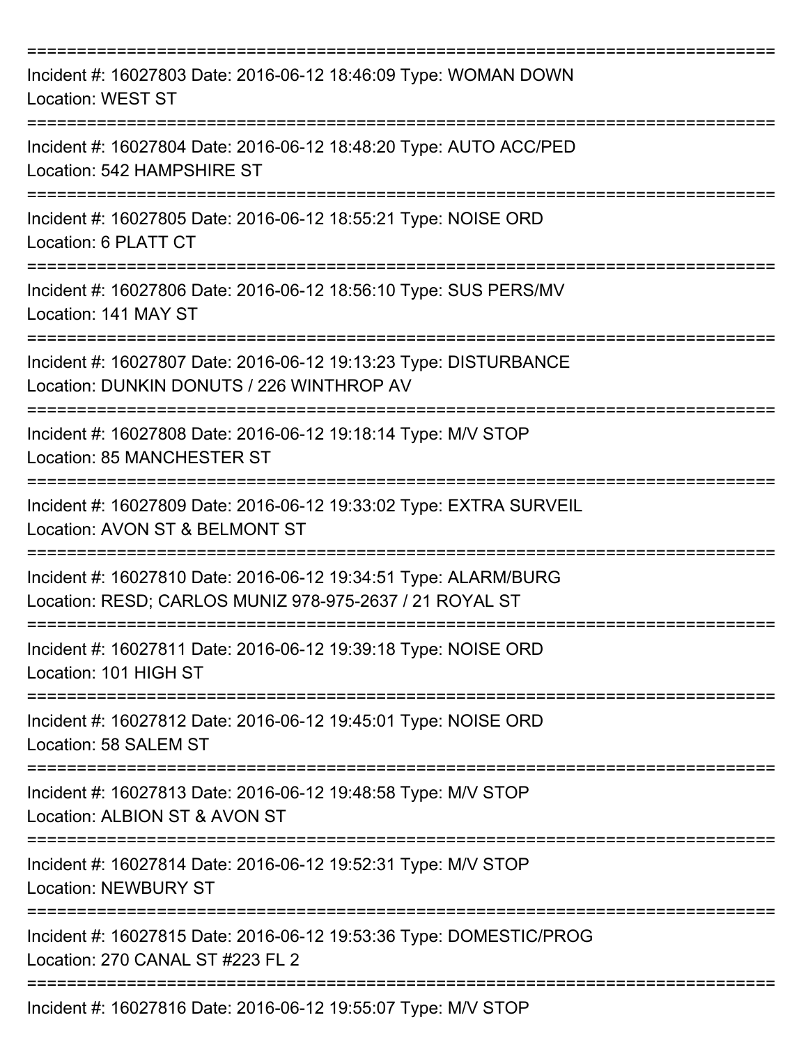===========================================================================

Incident #: 16027803 Date: 2016-06-12 18:46:09 Type: WOMAN DOWN
Location: WEST ST

===========================================================================

Incident #: 16027804 Date: 2016-06-12 18:48:20 Type: AUTO ACC/PED
Location: 542 HAMPSHIRE ST

===========================================================================

Incident #: 16027805 Date: 2016-06-12 18:55:21 Type: NOISE ORD
Location: 6 PLATT CT

===========================================================================

Incident #: 16027806 Date: 2016-06-12 18:56:10 Type: SUS PERS/MV
Location: 141 MAY ST

===========================================================================

Incident #: 16027807 Date: 2016-06-12 19:13:23 Type: DISTURBANCE
Location: DUNKIN DONUTS / 226 WINTHROP AV

===========================================================================

Incident #: 16027808 Date: 2016-06-12 19:18:14 Type: M/V STOP
Location: 85 MANCHESTER ST

===========================================================================

Incident #: 16027809 Date: 2016-06-12 19:33:02 Type: EXTRA SURVEIL
Location: AVON ST & BELMONT ST

===========================================================================

Incident #: 16027810 Date: 2016-06-12 19:34:51 Type: ALARM/BURG
Location: RESD; CARLOS MUNIZ 978-975-2637 / 21 ROYAL ST

===========================================================================

Incident #: 16027811 Date: 2016-06-12 19:39:18 Type: NOISE ORD
Location: 101 HIGH ST

===========================================================================

Incident #: 16027812 Date: 2016-06-12 19:45:01 Type: NOISE ORD
Location: 58 SALEM ST

===========================================================================

Incident #: 16027813 Date: 2016-06-12 19:48:58 Type: M/V STOP
Location: ALBION ST & AVON ST

===========================================================================

Incident #: 16027814 Date: 2016-06-12 19:52:31 Type: M/V STOP
Location: NEWBURY ST

===========================================================================

Incident #: 16027815 Date: 2016-06-12 19:53:36 Type: DOMESTIC/PROG
Location: 270 CANAL ST #223 FL 2

===========================================================================

Incident #: 16027816 Date: 2016-06-12 19:55:07 Type: M/V STOP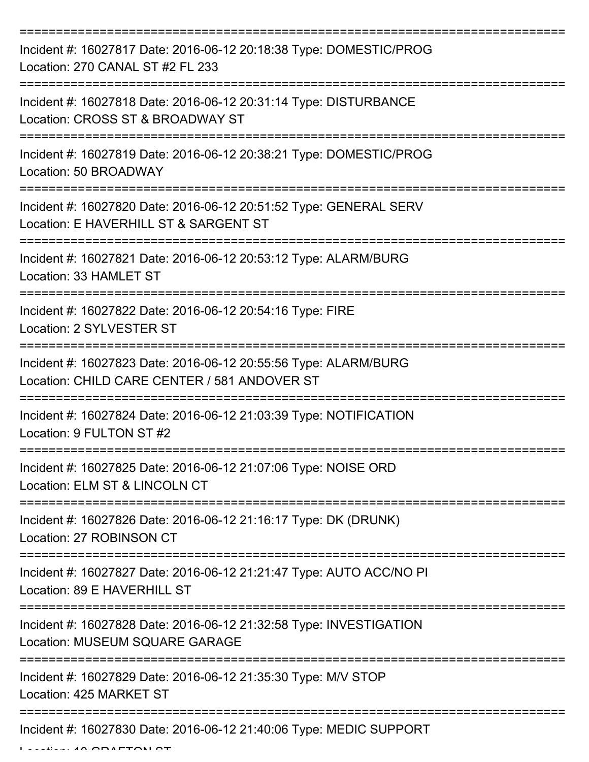===========================================================================

Incident #: 16027817 Date: 2016-06-12 20:18:38 Type: DOMESTIC/PROG
Location: 270 CANAL ST #2 FL 233

===========================================================================

Incident #: 16027818 Date: 2016-06-12 20:31:14 Type: DISTURBANCE
Location: CROSS ST & BROADWAY ST

===========================================================================

Incident #: 16027819 Date: 2016-06-12 20:38:21 Type: DOMESTIC/PROG
Location: 50 BROADWAY

===========================================================================

Incident #: 16027820 Date: 2016-06-12 20:51:52 Type: GENERAL SERV
Location: E HAVERHILL ST & SARGENT ST

===========================================================================

Incident #: 16027821 Date: 2016-06-12 20:53:12 Type: ALARM/BURG
Location: 33 HAMLET ST

===========================================================================

Incident #: 16027822 Date: 2016-06-12 20:54:16 Type: FIRE
Location: 2 SYLVESTER ST

===========================================================================

Incident #: 16027823 Date: 2016-06-12 20:55:56 Type: ALARM/BURG
Location: CHILD CARE CENTER / 581 ANDOVER ST

===========================================================================

Incident #: 16027824 Date: 2016-06-12 21:03:39 Type: NOTIFICATION
Location: 9 FULTON ST #2

===========================================================================

Incident #: 16027825 Date: 2016-06-12 21:07:06 Type: NOISE ORD
Location: ELM ST & LINCOLN CT

===========================================================================

Incident #: 16027826 Date: 2016-06-12 21:16:17 Type: DK (DRUNK)
Location: 27 ROBINSON CT

===========================================================================

Incident #: 16027827 Date: 2016-06-12 21:21:47 Type: AUTO ACC/NO PI
Location: 89 E HAVERHILL ST

===========================================================================

Incident #: 16027828 Date: 2016-06-12 21:32:58 Type: INVESTIGATION
Location: MUSEUM SQUARE GARAGE

===========================================================================

Incident #: 16027829 Date: 2016-06-12 21:35:30 Type: M/V STOP
Location: 425 MARKET ST

===========================================================================

Incident #: 16027830 Date: 2016-06-12 21:40:06 Type: MEDIC SUPPORT
Location: 10 GRAFTON ST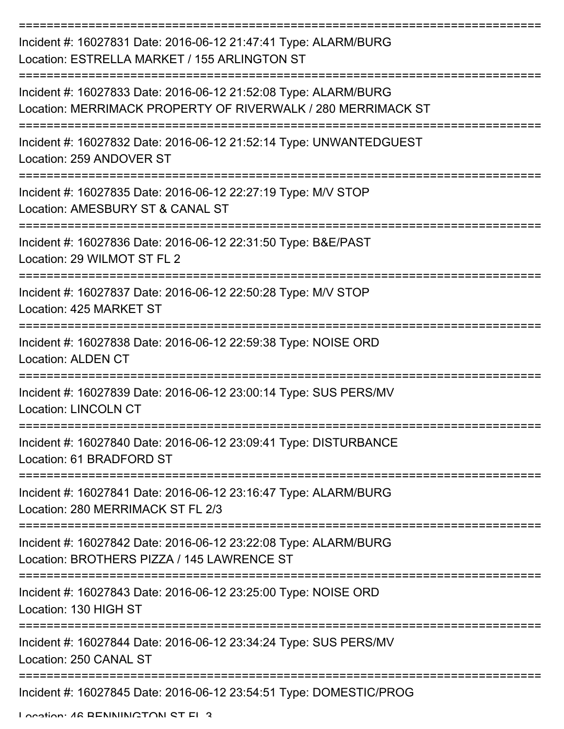Incident #: 16027831 Date: 2016-06-12 21:47:41 Type: ALARM/BURG
Location: ESTRELLA MARKET / 155 ARLINGTON ST

Incident #: 16027833 Date: 2016-06-12 21:52:08 Type: ALARM/BURG
Location: MERRIMACK PROPERTY OF RIVERWALK / 280 MERRIMACK ST

Incident #: 16027832 Date: 2016-06-12 21:52:14 Type: UNWANTEDGUEST
Location: 259 ANDOVER ST

Incident #: 16027835 Date: 2016-06-12 22:27:19 Type: M/V STOP
Location: AMESBURY ST & CANAL ST

Incident #: 16027836 Date: 2016-06-12 22:31:50 Type: B&E/PAST
Location: 29 WILMOT ST FL 2

Incident #: 16027837 Date: 2016-06-12 22:50:28 Type: M/V STOP
Location: 425 MARKET ST

Incident #: 16027838 Date: 2016-06-12 22:59:38 Type: NOISE ORD
Location: ALDEN CT

Incident #: 16027839 Date: 2016-06-12 23:00:14 Type: SUS PERS/MV
Location: LINCOLN CT

Incident #: 16027840 Date: 2016-06-12 23:09:41 Type: DISTURBANCE
Location: 61 BRADFORD ST

Incident #: 16027841 Date: 2016-06-12 23:16:47 Type: ALARM/BURG
Location: 280 MERRIMACK ST FL 2/3

Incident #: 16027842 Date: 2016-06-12 23:22:08 Type: ALARM/BURG
Location: BROTHERS PIZZA / 145 LAWRENCE ST

Incident #: 16027843 Date: 2016-06-12 23:25:00 Type: NOISE ORD
Location: 130 HIGH ST

Incident #: 16027844 Date: 2016-06-12 23:34:24 Type: SUS PERS/MV
Location: 250 CANAL ST

Incident #: 16027845 Date: 2016-06-12 23:54:51 Type: DOMESTIC/PROG
Location: 46 BENNINGTON ST FL 3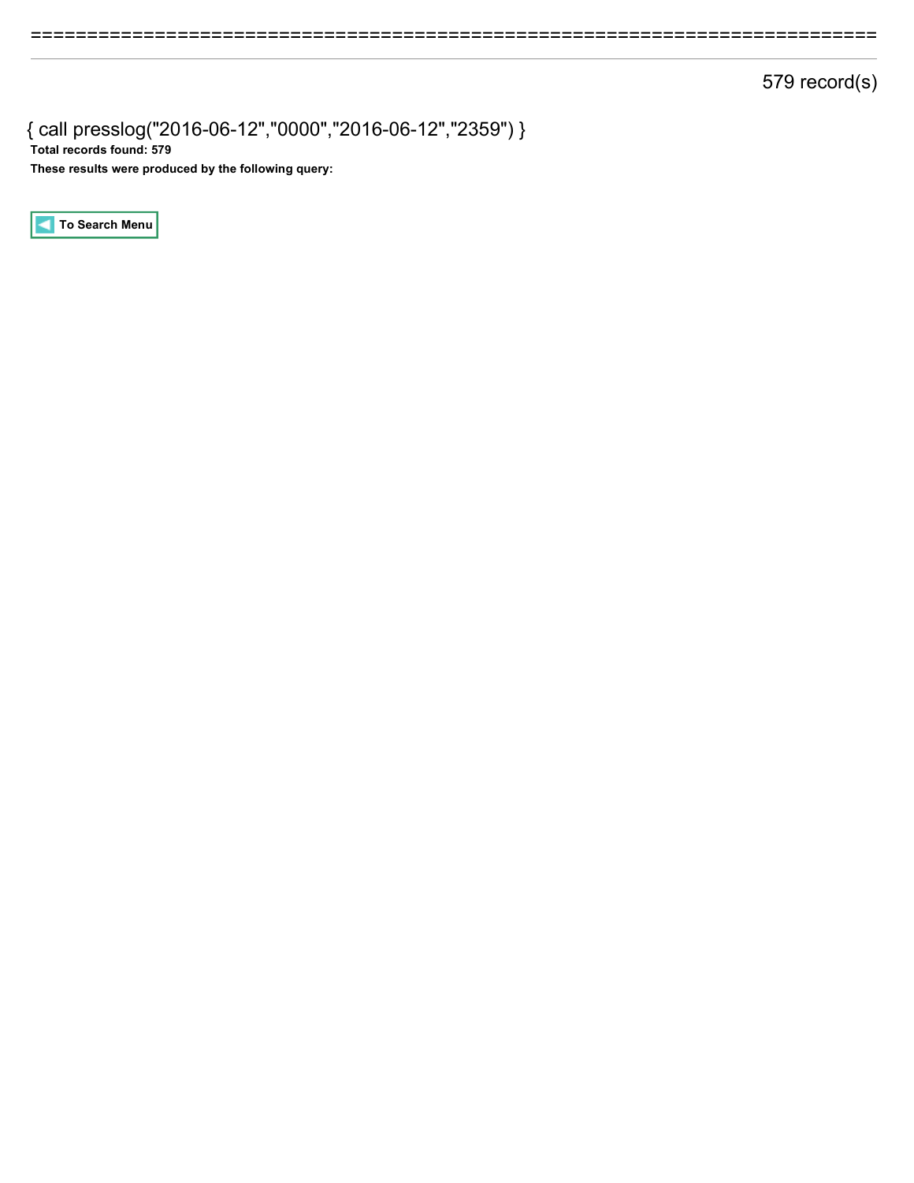================================================================================

---

579 record(s)

{ call presslog("2016-06-12","0000","2016-06-12","2359") }

**Total records found: 579**

**These results were produced by the following query:**

**To Search Menu**